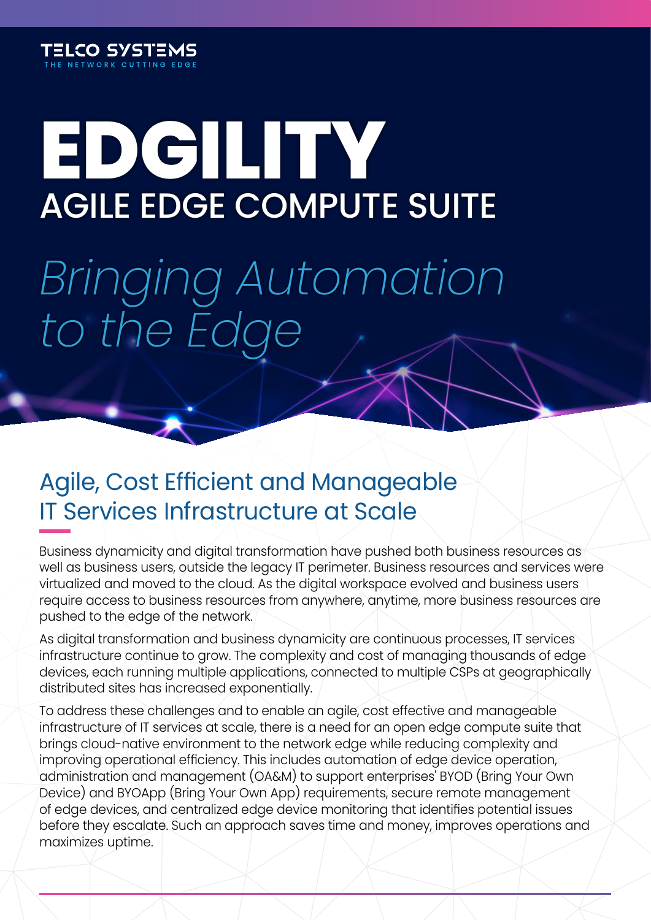TELCO SYSTEMS
THE NETWORK CUTTING EDGE

# EDGILITY
## AGILE EDGE COMPUTE SUITE

*Bringing Automation to the Edge*

## Agile, Cost Efficient and Manageable IT Services Infrastructure at Scale

Business dynamicity and digital transformation have pushed both business resources as well as business users, outside the legacy IT perimeter. Business resources and services were virtualized and moved to the cloud. As the digital workspace evolved and business users require access to business resources from anywhere, anytime, more business resources are pushed to the edge of the network.

As digital transformation and business dynamicity are continuous processes, IT services infrastructure continue to grow. The complexity and cost of managing thousands of edge devices, each running multiple applications, connected to multiple CSPs at geographically distributed sites has increased exponentially.

To address these challenges and to enable an agile, cost effective and manageable infrastructure of IT services at scale, there is a need for an open edge compute suite that brings cloud-native environment to the network edge while reducing complexity and improving operational efficiency. This includes automation of edge device operation, administration and management (OA&M) to support enterprises' BYOD (Bring Your Own Device) and BYOApp (Bring Your Own App) requirements, secure remote management of edge devices, and centralized edge device monitoring that identifies potential issues before they escalate. Such an approach saves time and money, improves operations and maximizes uptime.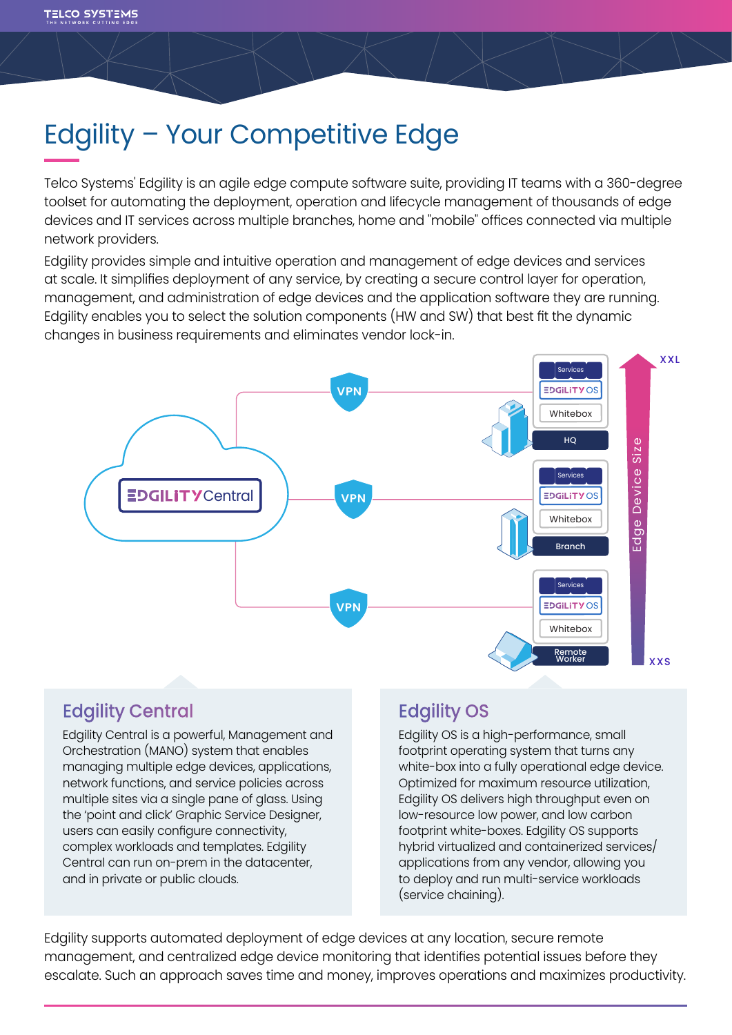# Edgility – Your Competitive Edge

Telco Systems' Edgility is an agile edge compute software suite, providing IT teams with a 360-degree toolset for automating the deployment, operation and lifecycle management of thousands of edge devices and IT services across multiple branches, home and "mobile" offices connected via multiple network providers.

Edgility provides simple and intuitive operation and management of edge devices and services at scale. It simplifies deployment of any service, by creating a secure control layer for operation, management, and administration of edge devices and the application software they are running. Edgility enables you to select the solution components (HW and SW) that best fit the dynamic changes in business requirements and eliminates vendor lock-in.

## Edgility Central

Edgility Central is a powerful, Management and Orchestration (MANO) system that enables managing multiple edge devices, applications, network functions, and service policies across multiple sites via a single pane of glass. Using the 'point and click' Graphic Service Designer, users can easily configure connectivity, complex workloads and templates. Edgility Central can run on-prem in the datacenter, and in private or public clouds.

## Edgility OS

Edgility OS is a high-performance, small footprint operating system that turns any white-box into a fully operational edge device. Optimized for maximum resource utilization, Edgility OS delivers high throughput even on low-resource low power, and low carbon footprint white-boxes. Edgility OS supports hybrid virtualized and containerized services/applications from any vendor, allowing you to deploy and run multi-service workloads (service chaining).

Edgility supports automated deployment of edge devices at any location, secure remote management, and centralized edge device monitoring that identifies potential issues before they escalate. Such an approach saves time and money, improves operations and maximizes productivity.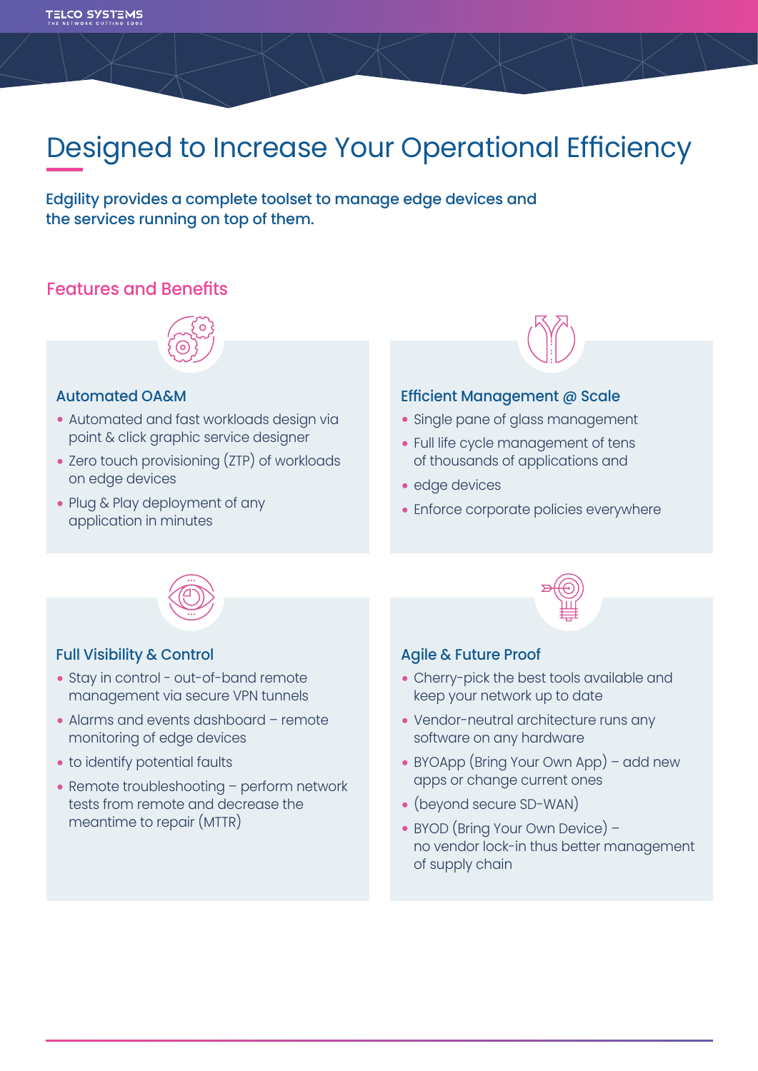# Designed to Increase Your Operational Efficiency

**Edgility provides a complete toolset to manage edge devices and the services running on top of them.**

## Features and Benefits

### Automated OA&M

- Automated and fast workloads design via point & click graphic service designer
- Zero touch provisioning (ZTP) of workloads on edge devices
- Plug & Play deployment of any application in minutes

### Efficient Management @ Scale

- Single pane of glass management
- Full life cycle management of tens of thousands of applications and
- edge devices
- Enforce corporate policies everywhere

### Full Visibility & Control

- Stay in control - out-of-band remote management via secure VPN tunnels
- Alarms and events dashboard – remote monitoring of edge devices
- to identify potential faults
- Remote troubleshooting – perform network tests from remote and decrease the meantime to repair (MTTR)

### Agile & Future Proof

- Cherry-pick the best tools available and keep your network up to date
- Vendor-neutral architecture runs any software on any hardware
- BYOApp (Bring Your Own App) – add new apps or change current ones
- (beyond secure SD-WAN)
- BYOD (Bring Your Own Device) – no vendor lock-in thus better management of supply chain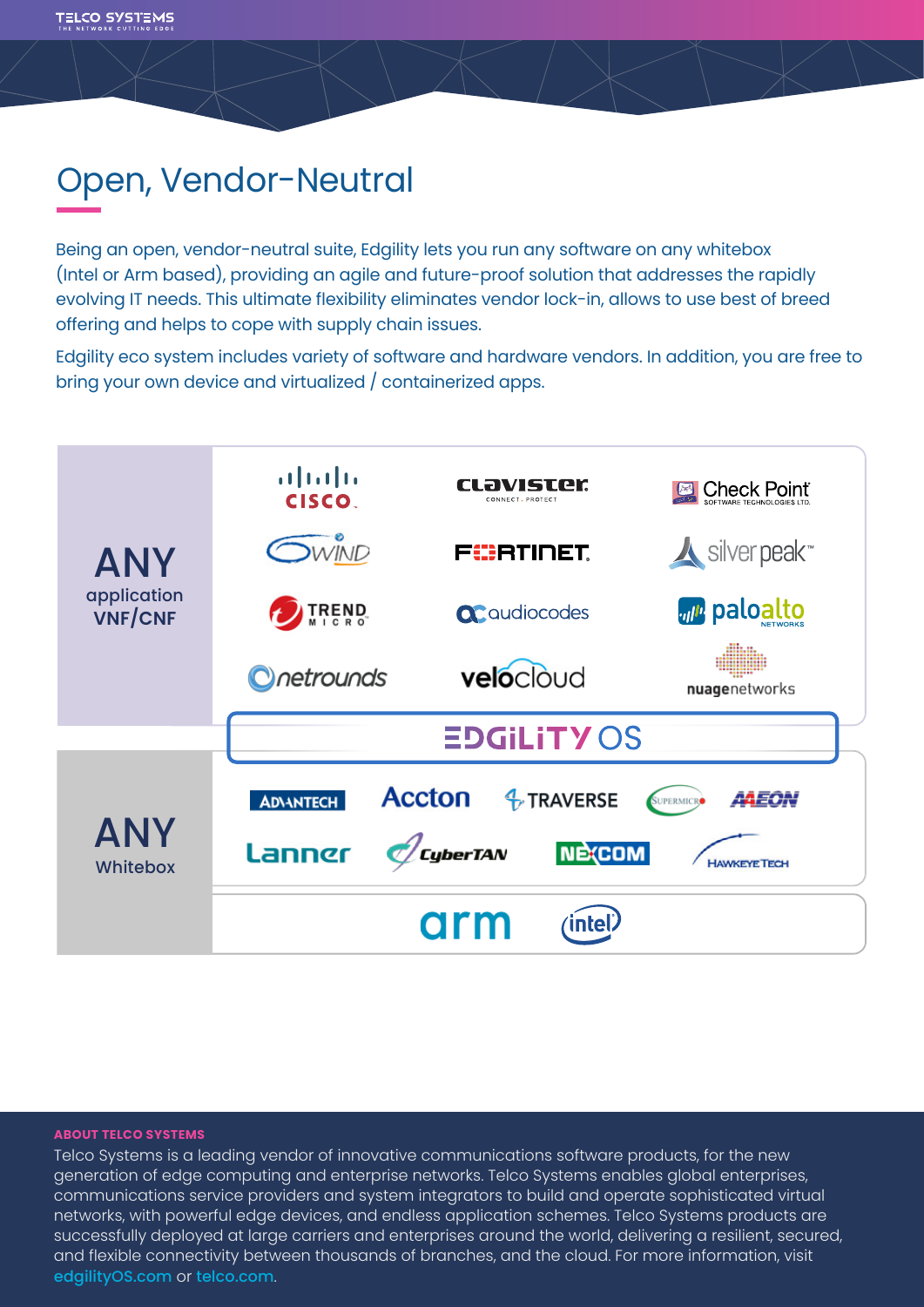# Open, Vendor-Neutral

Being an open, vendor-neutral suite, Edgility lets you run any software on any whitebox (Intel or Arm based), providing an agile and future-proof solution that addresses the rapidly evolving IT needs. This ultimate flexibility eliminates vendor lock-in, allows to use best of breed offering and helps to cope with supply chain issues.

Edgility eco system includes variety of software and hardware vendors. In addition, you are free to bring your own device and virtualized / containerized apps.

**ANY** application VNF/CNF

CISCO · CLAVISTER · Check Point · 6WIND · FORTINET · silver peak · TREND MICRO · audiocodes · paloalto NETWORKS · netrounds · velocloud · nuagenetworks

EDGILITY OS

**ANY** Whitebox

ADVANTECH · Accton · TRAVERSE · SUPERMICRO · AAEON · Lanner · CyberTAN · NEXCOM · HAWKEYE TECH

arm · intel

**ABOUT TELCO SYSTEMS**

Telco Systems is a leading vendor of innovative communications software products, for the new generation of edge computing and enterprise networks. Telco Systems enables global enterprises, communications service providers and system integrators to build and operate sophisticated virtual networks, with powerful edge devices, and endless application schemes. Telco Systems products are successfully deployed at large carriers and enterprises around the world, delivering a resilient, secured, and flexible connectivity between thousands of branches, and the cloud. For more information, visit edgilityOS.com or telco.com.